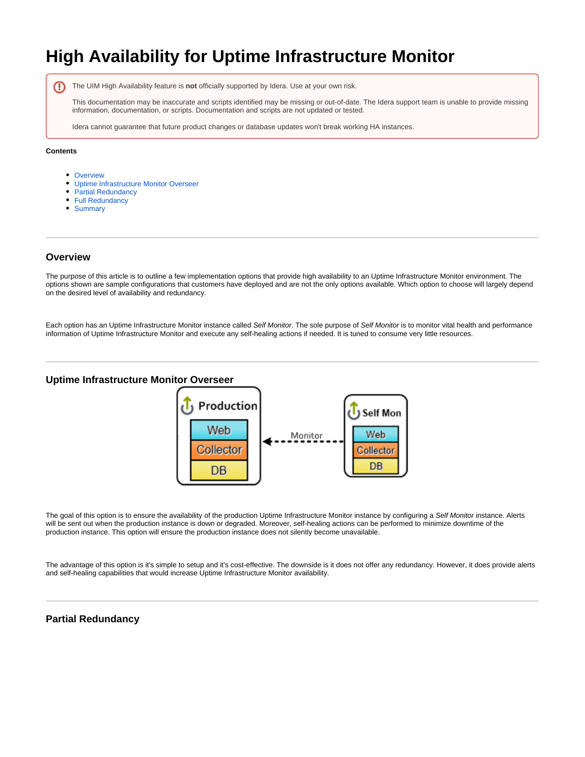# High Availability for Uptime Infrastructure Monitor

The UIM High Availability feature is **not** officially supported by Idera. Use at your own risk.

This documentation may be inaccurate and scripts identified may be missing or out-of-date. The Idera support team is unable to provide missing information, documentation, or scripts. Documentation and scripts are not updated or tested.

Idera cannot guarantee that future product changes or database updates won't break working HA instances.

**Contents**

- Overview
- Uptime Infrastructure Monitor Overseer
- Partial Redundancy
- Full Redundancy
- Summary

---

## Overview

The purpose of this article is to outline a few implementation options that provide high availability to an Uptime Infrastructure Monitor environment. The options shown are sample configurations that customers have deployed and are not the only options available. Which option to choose will largely depend on the desired level of availability and redundancy.

Each option has an Uptime Infrastructure Monitor instance called *Self Monitor*. The sole purpose of *Self Monitor* is to monitor vital health and performance information of Uptime Infrastructure Monitor and execute any self-healing actions if needed. It is tuned to consume very little resources.

---

## Uptime Infrastructure Monitor Overseer

The goal of this option is to ensure the availability of the production Uptime Infrastructure Monitor instance by configuring a *Self Monitor* instance. Alerts will be sent out when the production instance is down or degraded. Moreover, self-healing actions can be performed to minimize downtime of the production instance. This option will ensure the production instance does not silently become unavailable.

The advantage of this option is it's simple to setup and it's cost-effective. The downside is it does not offer any redundancy. However, it does provide alerts and self-healing capabilities that would increase Uptime Infrastructure Monitor availability.

---

## Partial Redundancy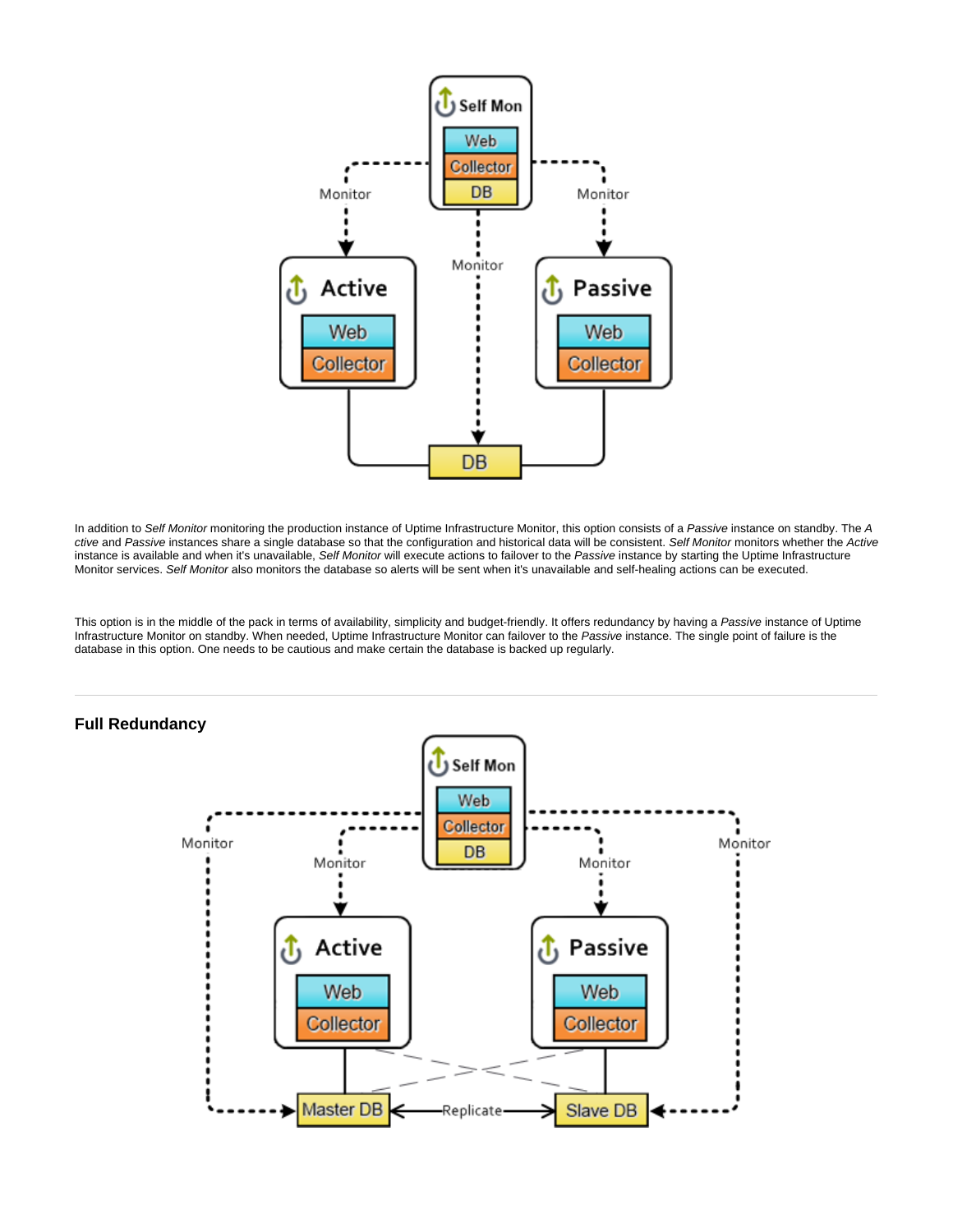In addition to *Self Monitor* monitoring the production instance of Uptime Infrastructure Monitor, this option consists of a *Passive* instance on standby. The *A ctive* and *Passive* instances share a single database so that the configuration and historical data will be consistent. *Self Monitor* monitors whether the *Active* instance is available and when it's unavailable, *Self Monitor* will execute actions to failover to the *Passive* instance by starting the Uptime Infrastructure Monitor services. *Self Monitor* also monitors the database so alerts will be sent when it's unavailable and self-healing actions can be executed.

This option is in the middle of the pack in terms of availability, simplicity and budget-friendly. It offers redundancy by having a *Passive* instance of Uptime Infrastructure Monitor on standby. When needed, Uptime Infrastructure Monitor can failover to the *Passive* instance. The single point of failure is the database in this option. One needs to be cautious and make certain the database is backed up regularly.

---

### Full Redundancy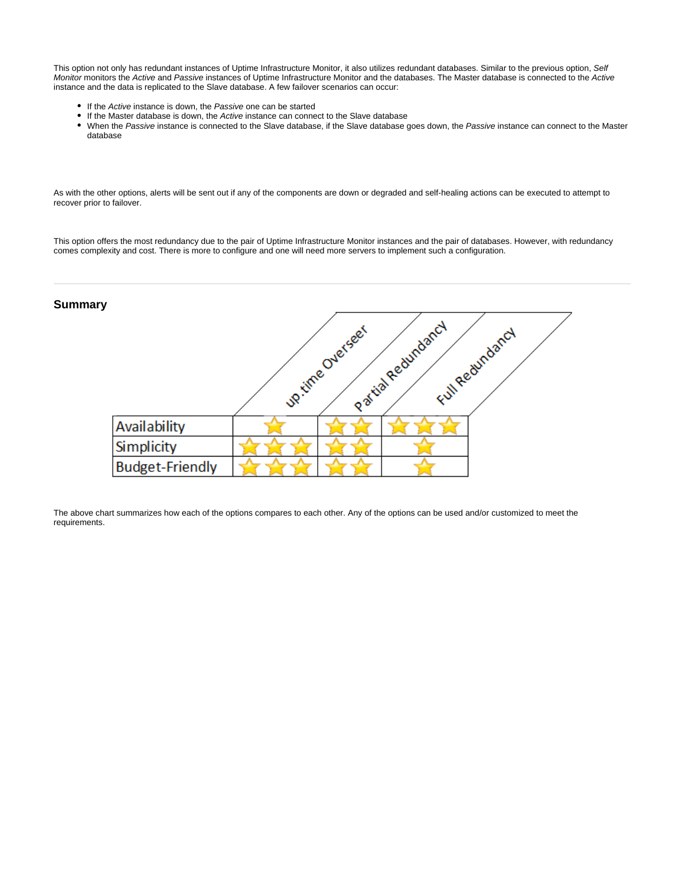This option not only has redundant instances of Uptime Infrastructure Monitor, it also utilizes redundant databases. Similar to the previous option, *Self Monitor* monitors the *Active* and *Passive* instances of Uptime Infrastructure Monitor and the databases. The Master database is connected to the *Active* instance and the data is replicated to the Slave database. A few failover scenarios can occur:

- If the *Active* instance is down, the *Passive* one can be started
- If the Master database is down, the *Active* instance can connect to the Slave database
- When the *Passive* instance is connected to the Slave database, if the Slave database goes down, the *Passive* instance can connect to the Master database

As with the other options, alerts will be sent out if any of the components are down or degraded and self-healing actions can be executed to attempt to recover prior to failover.

This option offers the most redundancy due to the pair of Uptime Infrastructure Monitor instances and the pair of databases. However, with redundancy comes complexity and cost. There is more to configure and one will need more servers to implement such a configuration.

---

## Summary

| | up.time Overseer | Partial Redundancy | Full Redundancy |
|---|---|---|---|
| Availability | ★ | ★★ | ★★★ |
| Simplicity | ★★★ | ★★ | ★ |
| Budget-Friendly | ★★★ | ★★ | ★ |

The above chart summarizes how each of the options compares to each other. Any of the options can be used and/or customized to meet the requirements.